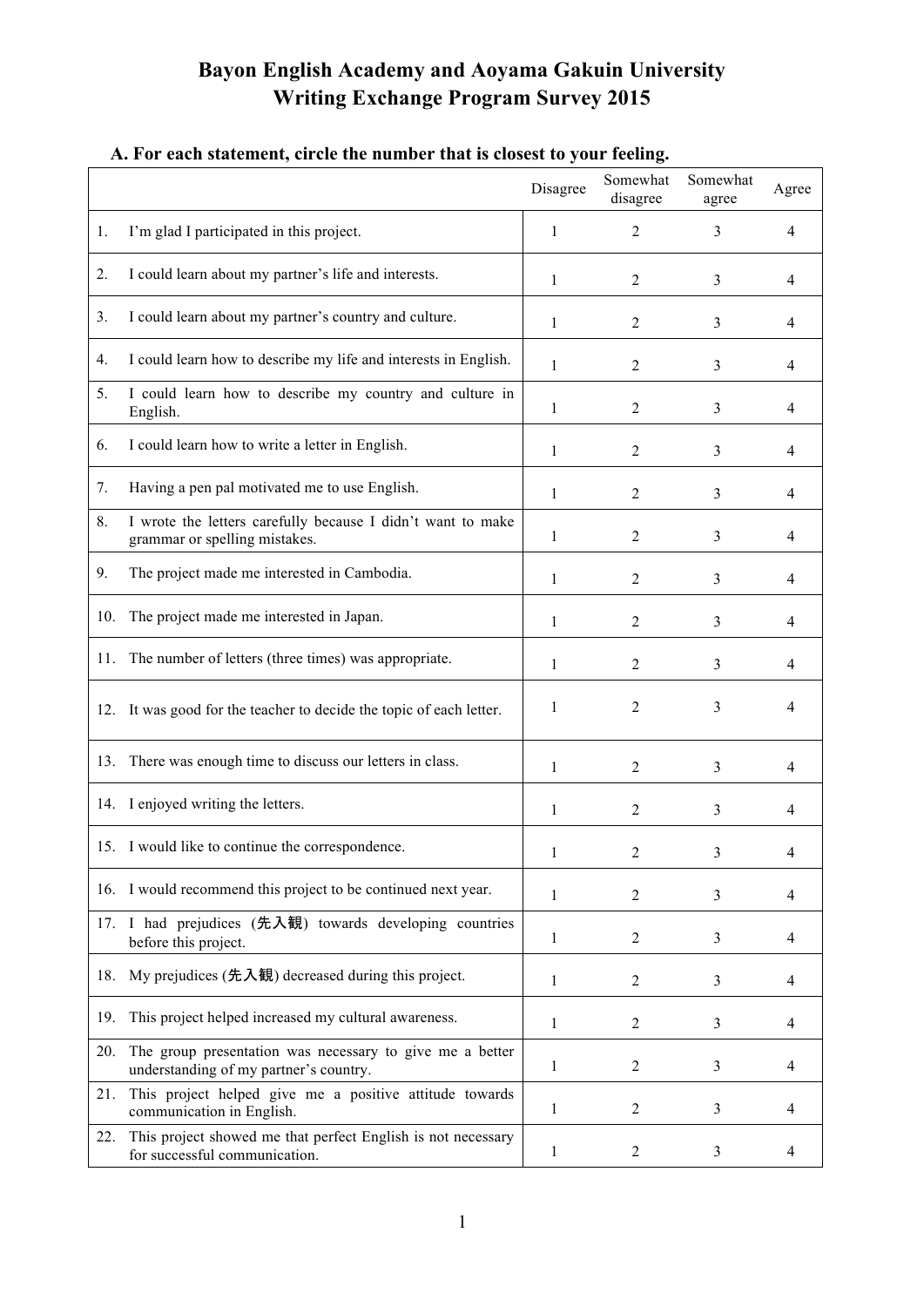# Bayon English Academy and Aoyama Gakuin University
# Writing Exchange Program Survey 2015

## A. For each statement, circle the number that is closest to your feeling.

| | Disagree | Somewhat disagree | Somewhat agree | Agree |
|---|---|---|---|---|
| 1. I'm glad I participated in this project. | 1 | 2 | 3 | 4 |
| 2. I could learn about my partner's life and interests. | 1 | 2 | 3 | 4 |
| 3. I could learn about my partner's country and culture. | 1 | 2 | 3 | 4 |
| 4. I could learn how to describe my life and interests in English. | 1 | 2 | 3 | 4 |
| 5. I could learn how to describe my country and culture in English. | 1 | 2 | 3 | 4 |
| 6. I could learn how to write a letter in English. | 1 | 2 | 3 | 4 |
| 7. Having a pen pal motivated me to use English. | 1 | 2 | 3 | 4 |
| 8. I wrote the letters carefully because I didn't want to make grammar or spelling mistakes. | 1 | 2 | 3 | 4 |
| 9. The project made me interested in Cambodia. | 1 | 2 | 3 | 4 |
| 10. The project made me interested in Japan. | 1 | 2 | 3 | 4 |
| 11. The number of letters (three times) was appropriate. | 1 | 2 | 3 | 4 |
| 12. It was good for the teacher to decide the topic of each letter. | 1 | 2 | 3 | 4 |
| 13. There was enough time to discuss our letters in class. | 1 | 2 | 3 | 4 |
| 14. I enjoyed writing the letters. | 1 | 2 | 3 | 4 |
| 15. I would like to continue the correspondence. | 1 | 2 | 3 | 4 |
| 16. I would recommend this project to be continued next year. | 1 | 2 | 3 | 4 |
| 17. I had prejudices (先入観) towards developing countries before this project. | 1 | 2 | 3 | 4 |
| 18. My prejudices (先入観) decreased during this project. | 1 | 2 | 3 | 4 |
| 19. This project helped increased my cultural awareness. | 1 | 2 | 3 | 4 |
| 20. The group presentation was necessary to give me a better understanding of my partner's country. | 1 | 2 | 3 | 4 |
| 21. This project helped give me a positive attitude towards communication in English. | 1 | 2 | 3 | 4 |
| 22. This project showed me that perfect English is not necessary for successful communication. | 1 | 2 | 3 | 4 |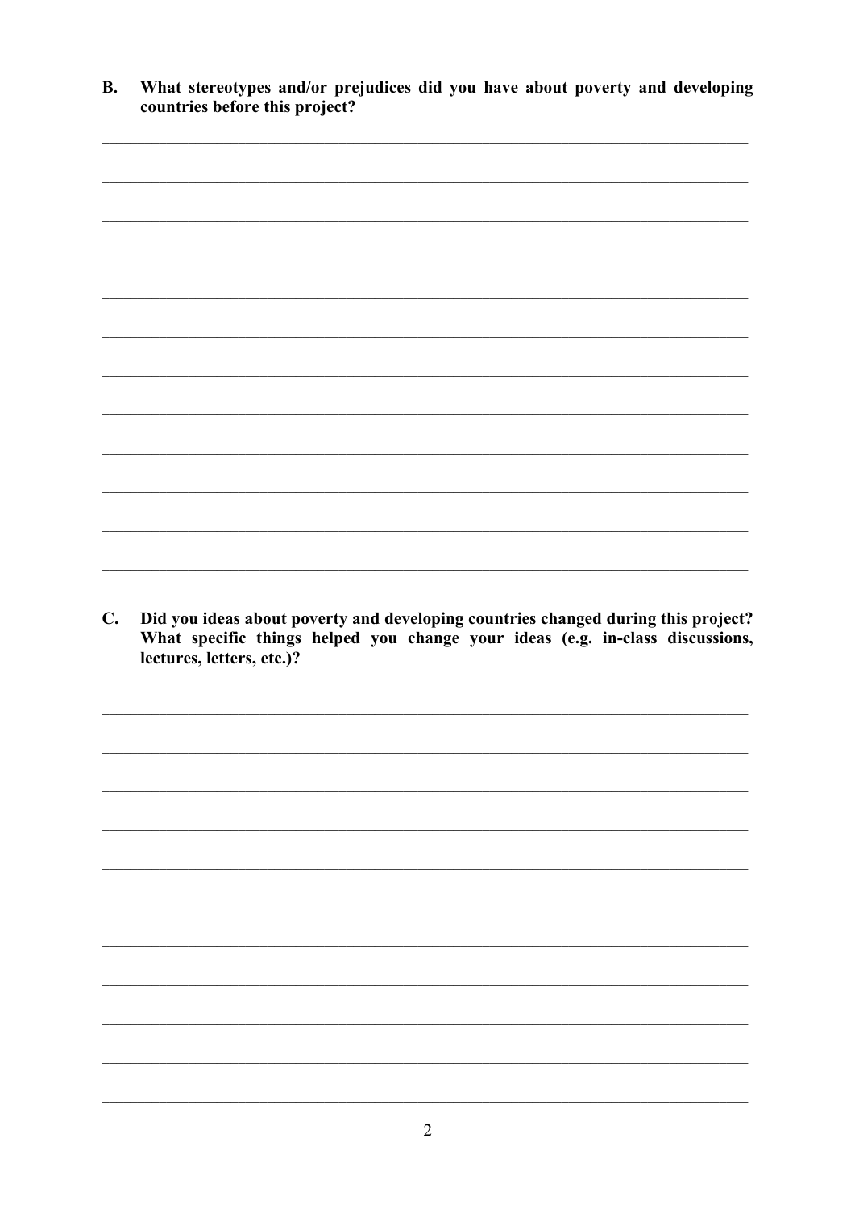**B. What stereotypes and/or prejudices did you have about poverty and developing countries before this project?**

\_\_\_\_\_\_\_\_\_\_\_\_\_\_\_\_\_\_\_\_\_\_\_\_\_\_\_\_\_\_\_\_\_\_\_\_\_\_\_\_\_\_\_\_\_\_\_\_\_\_\_\_\_\_\_\_\_\_\_\_\_\_\_\_\_\_\_\_\_\_\_\_

\_\_\_\_\_\_\_\_\_\_\_\_\_\_\_\_\_\_\_\_\_\_\_\_\_\_\_\_\_\_\_\_\_\_\_\_\_\_\_\_\_\_\_\_\_\_\_\_\_\_\_\_\_\_\_\_\_\_\_\_\_\_\_\_\_\_\_\_\_\_\_\_

\_\_\_\_\_\_\_\_\_\_\_\_\_\_\_\_\_\_\_\_\_\_\_\_\_\_\_\_\_\_\_\_\_\_\_\_\_\_\_\_\_\_\_\_\_\_\_\_\_\_\_\_\_\_\_\_\_\_\_\_\_\_\_\_\_\_\_\_\_\_\_\_

\_\_\_\_\_\_\_\_\_\_\_\_\_\_\_\_\_\_\_\_\_\_\_\_\_\_\_\_\_\_\_\_\_\_\_\_\_\_\_\_\_\_\_\_\_\_\_\_\_\_\_\_\_\_\_\_\_\_\_\_\_\_\_\_\_\_\_\_\_\_\_\_

\_\_\_\_\_\_\_\_\_\_\_\_\_\_\_\_\_\_\_\_\_\_\_\_\_\_\_\_\_\_\_\_\_\_\_\_\_\_\_\_\_\_\_\_\_\_\_\_\_\_\_\_\_\_\_\_\_\_\_\_\_\_\_\_\_\_\_\_\_\_\_\_

\_\_\_\_\_\_\_\_\_\_\_\_\_\_\_\_\_\_\_\_\_\_\_\_\_\_\_\_\_\_\_\_\_\_\_\_\_\_\_\_\_\_\_\_\_\_\_\_\_\_\_\_\_\_\_\_\_\_\_\_\_\_\_\_\_\_\_\_\_\_\_\_

\_\_\_\_\_\_\_\_\_\_\_\_\_\_\_\_\_\_\_\_\_\_\_\_\_\_\_\_\_\_\_\_\_\_\_\_\_\_\_\_\_\_\_\_\_\_\_\_\_\_\_\_\_\_\_\_\_\_\_\_\_\_\_\_\_\_\_\_\_\_\_\_

\_\_\_\_\_\_\_\_\_\_\_\_\_\_\_\_\_\_\_\_\_\_\_\_\_\_\_\_\_\_\_\_\_\_\_\_\_\_\_\_\_\_\_\_\_\_\_\_\_\_\_\_\_\_\_\_\_\_\_\_\_\_\_\_\_\_\_\_\_\_\_\_

\_\_\_\_\_\_\_\_\_\_\_\_\_\_\_\_\_\_\_\_\_\_\_\_\_\_\_\_\_\_\_\_\_\_\_\_\_\_\_\_\_\_\_\_\_\_\_\_\_\_\_\_\_\_\_\_\_\_\_\_\_\_\_\_\_\_\_\_\_\_\_\_

\_\_\_\_\_\_\_\_\_\_\_\_\_\_\_\_\_\_\_\_\_\_\_\_\_\_\_\_\_\_\_\_\_\_\_\_\_\_\_\_\_\_\_\_\_\_\_\_\_\_\_\_\_\_\_\_\_\_\_\_\_\_\_\_\_\_\_\_\_\_\_\_

\_\_\_\_\_\_\_\_\_\_\_\_\_\_\_\_\_\_\_\_\_\_\_\_\_\_\_\_\_\_\_\_\_\_\_\_\_\_\_\_\_\_\_\_\_\_\_\_\_\_\_\_\_\_\_\_\_\_\_\_\_\_\_\_\_\_\_\_\_\_\_\_

\_\_\_\_\_\_\_\_\_\_\_\_\_\_\_\_\_\_\_\_\_\_\_\_\_\_\_\_\_\_\_\_\_\_\_\_\_\_\_\_\_\_\_\_\_\_\_\_\_\_\_\_\_\_\_\_\_\_\_\_\_\_\_\_\_\_\_\_\_\_\_\_

**C. Did you ideas about poverty and developing countries changed during this project? What specific things helped you change your ideas (e.g. in-class discussions, lectures, letters, etc.)?**

\_\_\_\_\_\_\_\_\_\_\_\_\_\_\_\_\_\_\_\_\_\_\_\_\_\_\_\_\_\_\_\_\_\_\_\_\_\_\_\_\_\_\_\_\_\_\_\_\_\_\_\_\_\_\_\_\_\_\_\_\_\_\_\_\_\_\_\_\_\_\_\_

\_\_\_\_\_\_\_\_\_\_\_\_\_\_\_\_\_\_\_\_\_\_\_\_\_\_\_\_\_\_\_\_\_\_\_\_\_\_\_\_\_\_\_\_\_\_\_\_\_\_\_\_\_\_\_\_\_\_\_\_\_\_\_\_\_\_\_\_\_\_\_\_

\_\_\_\_\_\_\_\_\_\_\_\_\_\_\_\_\_\_\_\_\_\_\_\_\_\_\_\_\_\_\_\_\_\_\_\_\_\_\_\_\_\_\_\_\_\_\_\_\_\_\_\_\_\_\_\_\_\_\_\_\_\_\_\_\_\_\_\_\_\_\_\_

\_\_\_\_\_\_\_\_\_\_\_\_\_\_\_\_\_\_\_\_\_\_\_\_\_\_\_\_\_\_\_\_\_\_\_\_\_\_\_\_\_\_\_\_\_\_\_\_\_\_\_\_\_\_\_\_\_\_\_\_\_\_\_\_\_\_\_\_\_\_\_\_

\_\_\_\_\_\_\_\_\_\_\_\_\_\_\_\_\_\_\_\_\_\_\_\_\_\_\_\_\_\_\_\_\_\_\_\_\_\_\_\_\_\_\_\_\_\_\_\_\_\_\_\_\_\_\_\_\_\_\_\_\_\_\_\_\_\_\_\_\_\_\_\_

\_\_\_\_\_\_\_\_\_\_\_\_\_\_\_\_\_\_\_\_\_\_\_\_\_\_\_\_\_\_\_\_\_\_\_\_\_\_\_\_\_\_\_\_\_\_\_\_\_\_\_\_\_\_\_\_\_\_\_\_\_\_\_\_\_\_\_\_\_\_\_\_

\_\_\_\_\_\_\_\_\_\_\_\_\_\_\_\_\_\_\_\_\_\_\_\_\_\_\_\_\_\_\_\_\_\_\_\_\_\_\_\_\_\_\_\_\_\_\_\_\_\_\_\_\_\_\_\_\_\_\_\_\_\_\_\_\_\_\_\_\_\_\_\_

\_\_\_\_\_\_\_\_\_\_\_\_\_\_\_\_\_\_\_\_\_\_\_\_\_\_\_\_\_\_\_\_\_\_\_\_\_\_\_\_\_\_\_\_\_\_\_\_\_\_\_\_\_\_\_\_\_\_\_\_\_\_\_\_\_\_\_\_\_\_\_\_

\_\_\_\_\_\_\_\_\_\_\_\_\_\_\_\_\_\_\_\_\_\_\_\_\_\_\_\_\_\_\_\_\_\_\_\_\_\_\_\_\_\_\_\_\_\_\_\_\_\_\_\_\_\_\_\_\_\_\_\_\_\_\_\_\_\_\_\_\_\_\_\_

\_\_\_\_\_\_\_\_\_\_\_\_\_\_\_\_\_\_\_\_\_\_\_\_\_\_\_\_\_\_\_\_\_\_\_\_\_\_\_\_\_\_\_\_\_\_\_\_\_\_\_\_\_\_\_\_\_\_\_\_\_\_\_\_\_\_\_\_\_\_\_\_

\_\_\_\_\_\_\_\_\_\_\_\_\_\_\_\_\_\_\_\_\_\_\_\_\_\_\_\_\_\_\_\_\_\_\_\_\_\_\_\_\_\_\_\_\_\_\_\_\_\_\_\_\_\_\_\_\_\_\_\_\_\_\_\_\_\_\_\_\_\_\_\_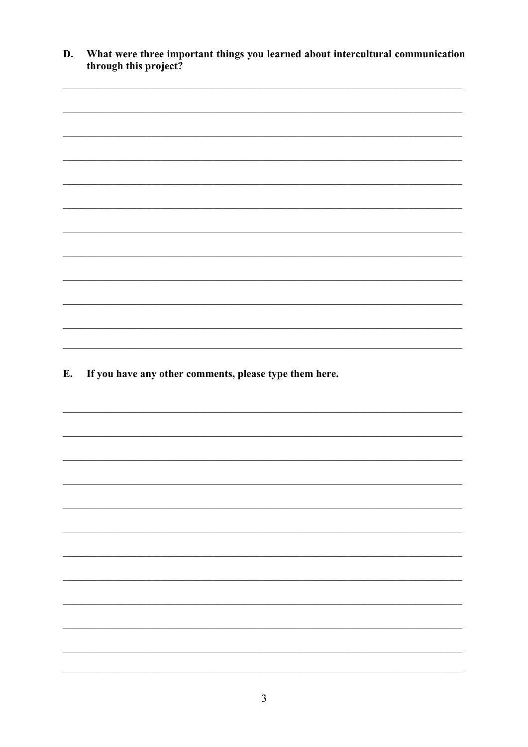**D. What were three important things you learned about intercultural communication through this project?**

**E. If you have any other comments, please type them here.**